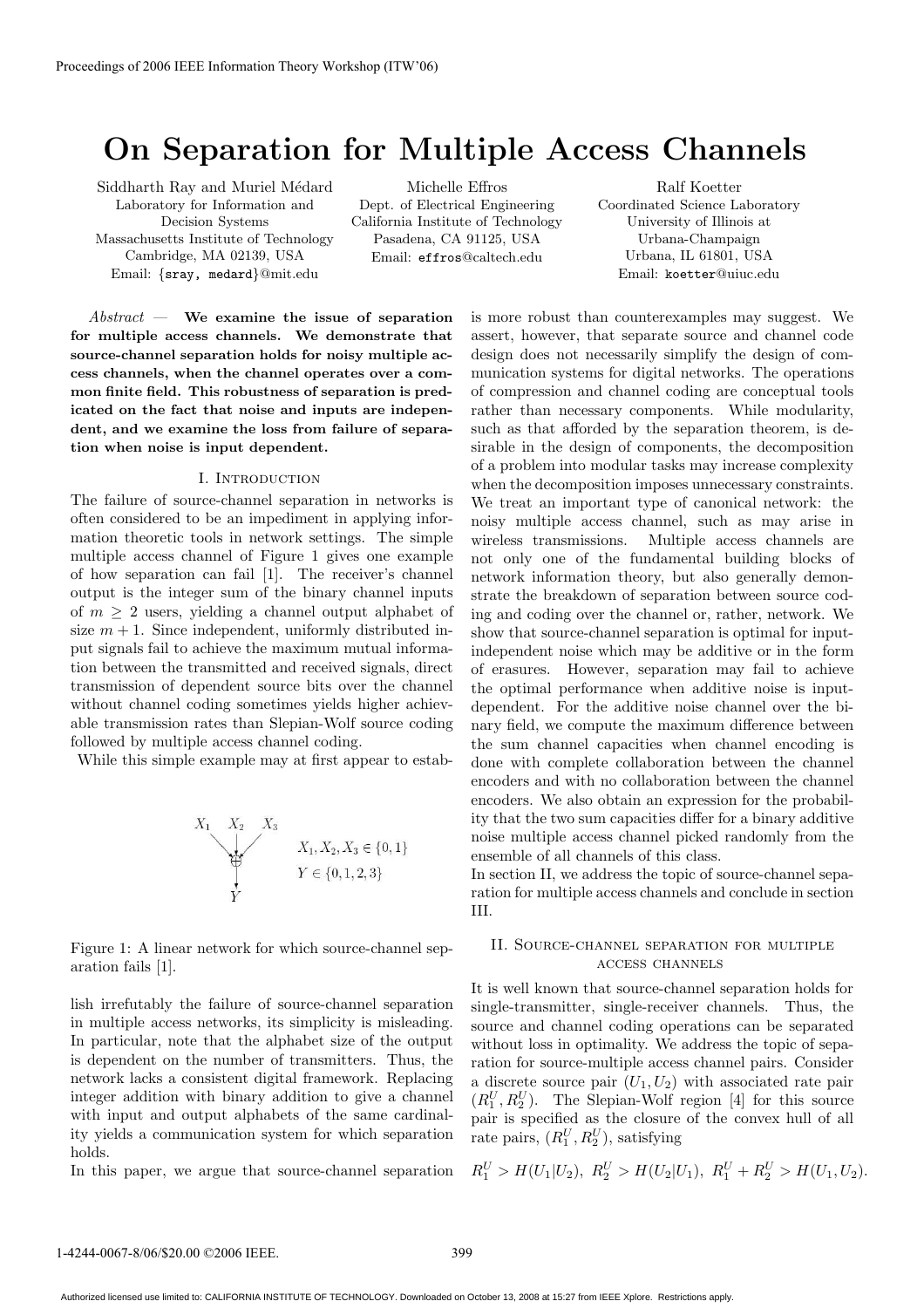# On Separation for Multiple Access Channels

Siddharth Ray and Muriel Médard
Laboratory for Information and Decision Systems
Massachusetts Institute of Technology
Cambridge, MA 02139, USA
Email: {sray, medard}@mit.edu

Michelle Effros
Dept. of Electrical Engineering
California Institute of Technology
Pasadena, CA 91125, USA
Email: effros@caltech.edu

Ralf Koetter
Coordinated Science Laboratory
University of Illinois at Urbana-Champaign
Urbana, IL 61801, USA
Email: koetter@uiuc.edu

*Abstract* — **We examine the issue of separation for multiple access channels. We demonstrate that source-channel separation holds for noisy multiple access channels, when the channel operates over a common finite field. This robustness of separation is predicated on the fact that noise and inputs are independent, and we examine the loss from failure of separation when noise is input dependent.**

## I. Introduction

The failure of source-channel separation in networks is often considered to be an impediment in applying information theoretic tools in network settings. The simple multiple access channel of Figure 1 gives one example of how separation can fail [1]. The receiver's channel output is the integer sum of the binary channel inputs of $m \geq 2$ users, yielding a channel output alphabet of size $m + 1$. Since independent, uniformly distributed input signals fail to achieve the maximum mutual information between the transmitted and received signals, direct transmission of dependent source bits over the channel without channel coding sometimes yields higher achievable transmission rates than Slepian-Wolf source coding followed by multiple access channel coding.

While this simple example may at first appear to establish irrefutably the failure of source-channel separation in multiple access networks, its simplicity is misleading. In particular, note that the alphabet size of the output is dependent on the number of transmitters. Thus, the network lacks a consistent digital framework. Replacing integer addition with binary addition to give a channel with input and output alphabets of the same cardinality yields a communication system for which separation holds.

$X_1$ $X_2$ $X_3$

$X_1, X_2, X_3 \in \{0, 1\}$

$Y \in \{0, 1, 2, 3\}$

$Y$

Figure 1: A linear network for which source-channel separation fails [1].

In this paper, we argue that source-channel separation is more robust than counterexamples may suggest. We assert, however, that separate source and channel code design does not necessarily simplify the design of communication systems for digital networks. The operations of compression and channel coding are conceptual tools rather than necessary components. While modularity, such as that afforded by the separation theorem, is desirable in the design of components, the decomposition of a problem into modular tasks may increase complexity when the decomposition imposes unnecessary constraints. We treat an important type of canonical network: the noisy multiple access channel, such as may arise in wireless transmissions. Multiple access channels are not only one of the fundamental building blocks of network information theory, but also generally demonstrate the breakdown of separation between source coding and coding over the channel or, rather, network. We show that source-channel separation is optimal for input-independent noise which may be additive or in the form of erasures. However, separation may fail to achieve the optimal performance when additive noise is input-dependent. For the additive noise channel over the binary field, we compute the maximum difference between the sum channel capacities when channel encoding is done with complete collaboration between the channel encoders and with no collaboration between the channel encoders. We also obtain an expression for the probability that the two sum capacities differ for a binary additive noise multiple access channel picked randomly from the ensemble of all channels of this class.

In section II, we address the topic of source-channel separation for multiple access channels and conclude in section III.

## II. Source-channel separation for multiple access channels

It is well known that source-channel separation holds for single-transmitter, single-receiver channels. Thus, the source and channel coding operations can be separated without loss in optimality. We address the topic of separation for source-multiple access channel pairs. Consider a discrete source pair $(U_1, U_2)$ with associated rate pair $(R_1^U, R_2^U)$. The Slepian-Wolf region [4] for this source pair is specified as the closure of the convex hull of all rate pairs, $(R_1^U, R_2^U)$, satisfying

$$R_1^U > H(U_1|U_2),\ R_2^U > H(U_2|U_1),\ R_1^U + R_2^U > H(U_1, U_2).$$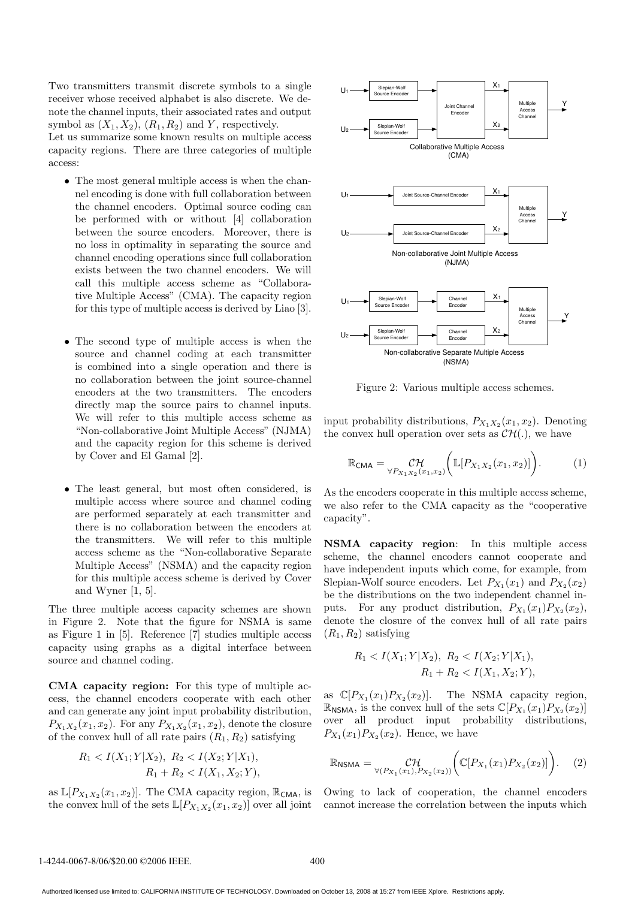Two transmitters transmit discrete symbols to a single receiver whose received alphabet is also discrete. We denote the channel inputs, their associated rates and output symbol as $(X_1, X_2)$, $(R_1, R_2)$ and $Y$, respectively.

Let us summarize some known results on multiple access capacity regions. There are three categories of multiple access:

- The most general multiple access is when the channel encoding is done with full collaboration between the channel encoders. Optimal source coding can be performed with or without [4] collaboration between the source encoders. Moreover, there is no loss in optimality in separating the source and channel encoding operations since full collaboration exists between the two channel encoders. We will call this multiple access scheme as "Collaborative Multiple Access" (CMA). The capacity region for this type of multiple access is derived by Liao [3].

- The second type of multiple access is when the source and channel coding at each transmitter is combined into a single operation and there is no collaboration between the joint source-channel encoders at the two transmitters. The encoders directly map the source pairs to channel inputs. We will refer to this multiple access scheme as "Non-collaborative Joint Multiple Access" (NJMA) and the capacity region for this scheme is derived by Cover and El Gamal [2].

- The least general, but most often considered, is multiple access where source and channel coding are performed separately at each transmitter and there is no collaboration between the encoders at the transmitters. We will refer to this multiple access scheme as the "Non-collaborative Separate Multiple Access" (NSMA) and the capacity region for this multiple access scheme is derived by Cover and Wyner [1, 5].

The three multiple access capacity schemes are shown in Figure 2. Note that the figure for NSMA is same as Figure 1 in [5]. Reference [7] studies multiple access capacity using graphs as a digital interface between source and channel coding.

**CMA capacity region:** For this type of multiple access, the channel encoders cooperate with each other and can generate any joint input probability distribution, $P_{X_1X_2}(x_1, x_2)$. For any $P_{X_1X_2}(x_1, x_2)$, denote the closure of the convex hull of all rate pairs $(R_1, R_2)$ satisfying

$$R_1 < I(X_1; Y|X_2),\ R_2 < I(X_2; Y|X_1),$$
$$R_1 + R_2 < I(X_1, X_2; Y),$$

as $\mathbb{L}[P_{X_1X_2}(x_1, x_2)]$. The CMA capacity region, $\mathbb{R}_{\mathsf{CMA}}$, is the convex hull of the sets $\mathbb{L}[P_{X_1X_2}(x_1, x_2)]$ over all joint

U1, U2, Slepian-Wolf Source Encoder, Slepian-Wolf Source Encoder, Joint Channel Encoder, X1, X2, Multiple Access Channel, Y

Collaborative Multiple Access (CMA)

U1, U2, Joint Source-Channel Encoder, Joint Source-Channel Encoder, X1, X2, Multiple Access Channel, Y

Non-collaborative Joint Multiple Access (NJMA)

U1, U2, Slepian-Wolf Source Encoder, Channel Encoder, Slepian-Wolf Source Encoder, Channel Encoder, X1, X2, Multiple Access Channel, Y

Non-collaborative Separate Multiple Access (NSMA)

Figure 2: Various multiple access schemes.

input probability distributions, $P_{X_1X_2}(x_1, x_2)$. Denoting the convex hull operation over sets as $\mathcal{CH}(.)$, we have

$$\mathbb{R}_{\mathsf{CMA}} = \underset{\forall P_{X_1X_2}(x_1,x_2)}{\mathcal{CH}} \bigg( \mathbb{L}[P_{X_1X_2}(x_1, x_2)] \bigg). \qquad (1)$$

As the encoders cooperate in this multiple access scheme, we also refer to the CMA capacity as the "cooperative capacity".

**NSMA capacity region**: In this multiple access scheme, the channel encoders cannot cooperate and have independent inputs which come, for example, from Slepian-Wolf source encoders. Let $P_{X_1}(x_1)$ and $P_{X_2}(x_2)$ be the distributions on the two independent channel inputs. For any product distribution, $P_{X_1}(x_1)P_{X_2}(x_2)$, denote the closure of the convex hull of all rate pairs $(R_1, R_2)$ satisfying

$$R_1 < I(X_1; Y|X_2),\ R_2 < I(X_2; Y|X_1),$$
$$R_1 + R_2 < I(X_1, X_2; Y),$$

as $\mathbb{C}[P_{X_1}(x_1)P_{X_2}(x_2)]$. The NSMA capacity region, $\mathbb{R}_{\mathsf{NSMA}}$, is the convex hull of the sets $\mathbb{C}[P_{X_1}(x_1)P_{X_2}(x_2)]$ over all product input probability distributions, $P_{X_1}(x_1)P_{X_2}(x_2)$. Hence, we have

$$\mathbb{R}_{\mathsf{NSMA}} = \underset{\forall (P_{X_1}(x_1), P_{X_2}(x_2))}{\mathcal{CH}} \bigg( \mathbb{C}[P_{X_1}(x_1)P_{X_2}(x_2)] \bigg). \qquad (2)$$

Owing to lack of cooperation, the channel encoders cannot increase the correlation between the inputs which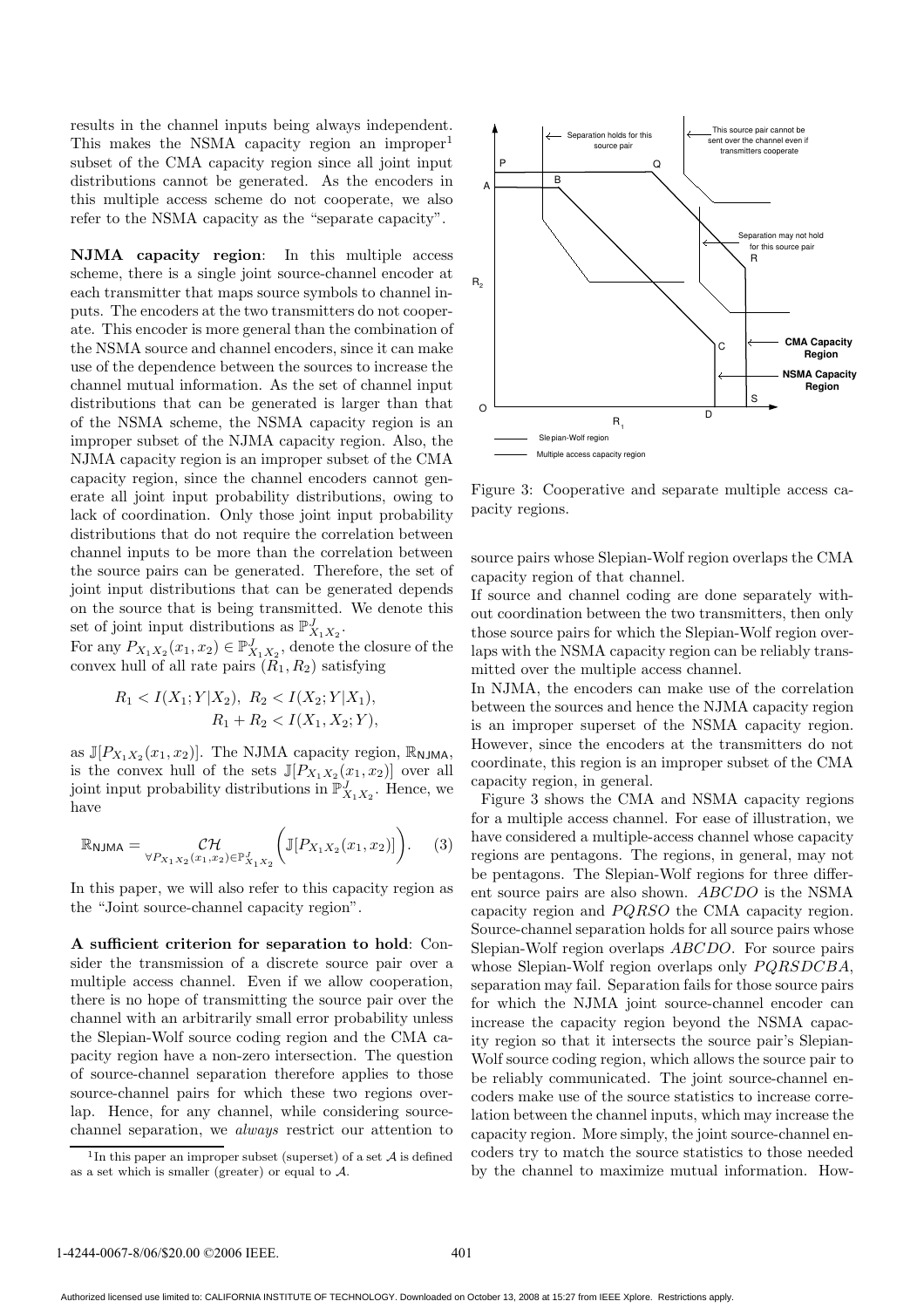results in the channel inputs being always independent. This makes the NSMA capacity region an improper[1] subset of the CMA capacity region since all joint input distributions cannot be generated. As the encoders in this multiple access scheme do not cooperate, we also refer to the NSMA capacity as the "separate capacity".

**NJMA capacity region**: In this multiple access scheme, there is a single joint source-channel encoder at each transmitter that maps source symbols to channel inputs. The encoders at the two transmitters do not cooperate. This encoder is more general than the combination of the NSMA source and channel encoders, since it can make use of the dependence between the sources to increase the channel mutual information. As the set of channel input distributions that can be generated is larger than that of the NSMA scheme, the NSMA capacity region is an improper subset of the NJMA capacity region. Also, the NJMA capacity region is an improper subset of the CMA capacity region, since the channel encoders cannot generate all joint input probability distributions, owing to lack of coordination. Only those joint input probability distributions that do not require the correlation between channel inputs to be more than the correlation between the source pairs can be generated. Therefore, the set of joint input distributions that can be generated depends on the source that is being transmitted. We denote this set of joint input distributions as $\mathbb{P}^J_{X_1X_2}$.

For any $P_{X_1X_2}(x_1, x_2) \in \mathbb{P}^J_{X_1X_2}$, denote the closure of the convex hull of all rate pairs $(R_1, R_2)$ satisfying

$$R_1 < I(X_1; Y|X_2), \; R_2 < I(X_2; Y|X_1),$$
$$R_1 + R_2 < I(X_1, X_2; Y),$$

as $\mathbb{J}[P_{X_1X_2}(x_1, x_2)]$. The NJMA capacity region, $\mathbb{R}_{\mathsf{NJMA}}$, is the convex hull of the sets $\mathbb{J}[P_{X_1X_2}(x_1, x_2)]$ over all joint input probability distributions in $\mathbb{P}^J_{X_1X_2}$. Hence, we have

$$\mathbb{R}_{\mathsf{NJMA}} = \underset{\forall P_{X_1X_2}(x_1,x_2) \in \mathbb{P}^J_{X_1X_2}}{\mathcal{CH}} \left( \mathbb{J}[P_{X_1X_2}(x_1, x_2)] \right). \quad (3)$$

In this paper, we will also refer to this capacity region as the "Joint source-channel capacity region".

**A sufficient criterion for separation to hold**: Consider the transmission of a discrete source pair over a multiple access channel. Even if we allow cooperation, there is no hope of transmitting the source pair over the channel with an arbitrarily small error probability unless the Slepian-Wolf source coding region and the CMA capacity region have a non-zero intersection. The question of source-channel separation therefore applies to those source-channel pairs for which these two regions overlap. Hence, for any channel, while considering source-channel separation, we *always* restrict our attention to source pairs whose Slepian-Wolf region overlaps the CMA capacity region of that channel.

[1] In this paper an improper subset (superset) of a set $\mathcal{A}$ is defined as a set which is smaller (greater) or equal to $\mathcal{A}$.

Separation holds for this source pair

This source pair cannot be sent over the channel even if transmitters cooperate

Separation may not hold for this source pair

CMA Capacity Region

NSMA Capacity Region

P Q A B R C S D O

$R_1$ $R_2$

Slepian-Wolf region

Multiple access capacity region

Figure 3: Cooperative and separate multiple access capacity regions.

If source and channel coding are done separately without coordination between the two transmitters, then only those source pairs for which the Slepian-Wolf region overlaps with the NSMA capacity region can be reliably transmitted over the multiple access channel.

In NJMA, the encoders can make use of the correlation between the sources and hence the NJMA capacity region is an improper superset of the NSMA capacity region. However, since the encoders at the transmitters do not coordinate, this region is an improper subset of the CMA capacity region, in general.

Figure 3 shows the CMA and NSMA capacity regions for a multiple access channel. For ease of illustration, we have considered a multiple-access channel whose capacity regions are pentagons. The regions, in general, may not be pentagons. The Slepian-Wolf regions for three different source pairs are also shown. *ABCDO* is the NSMA capacity region and *PQRSO* the CMA capacity region. Source-channel separation holds for all source pairs whose Slepian-Wolf region overlaps *ABCDO*. For source pairs whose Slepian-Wolf region overlaps only *PQRSDCBA*, separation may fail. Separation fails for those source pairs for which the NJMA joint source-channel encoder can increase the capacity region beyond the NSMA capacity region so that it intersects the source pair's Slepian-Wolf source coding region, which allows the source pair to be reliably communicated. The joint source-channel encoders make use of the source statistics to increase correlation between the channel inputs, which may increase the capacity region. More simply, the joint source-channel encoders try to match the source statistics to those needed by the channel to maximize mutual information. How-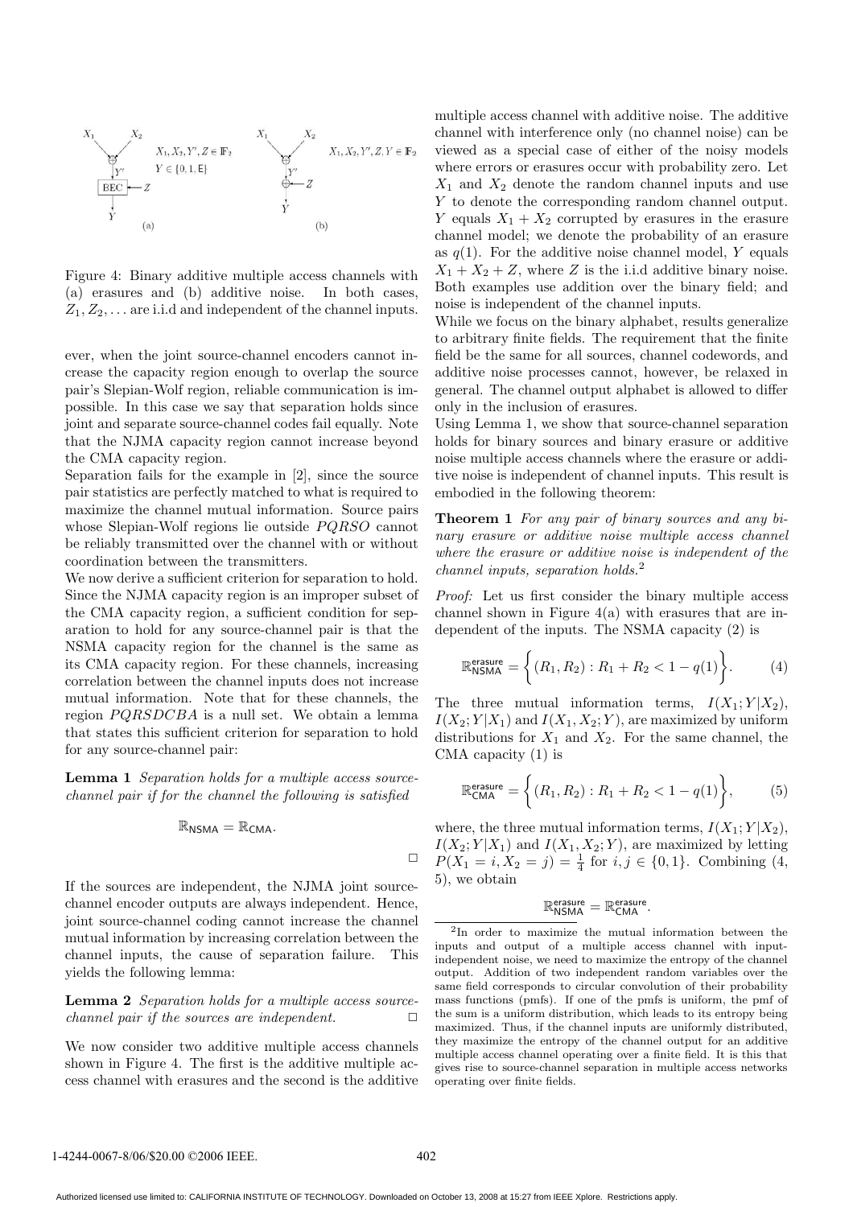$X_1$ $X_2$ $X_1, X_2, Y', Z \in \mathbb{F}_2$ $Y \in \{0, 1, \mathsf{E}\}$ $Y'$ BEC $Z$ $Y$ (a)

$X_1$ $X_2$ $X_1, X_2, Y', Z, Y \in \mathbb{F}_2$ $Y'$ $Z$ $Y$ (b)

Figure 4: Binary additive multiple access channels with (a) erasures and (b) additive noise. In both cases, $Z_1, Z_2, \ldots$ are i.i.d and independent of the channel inputs.

ever, when the joint source-channel encoders cannot increase the capacity region enough to overlap the source pair's Slepian-Wolf region, reliable communication is impossible. In this case we say that separation holds since joint and separate source-channel codes fail equally. Note that the NJMA capacity region cannot increase beyond the CMA capacity region.

Separation fails for the example in [2], since the source pair statistics are perfectly matched to what is required to maximize the channel mutual information. Source pairs whose Slepian-Wolf regions lie outside $PQRSO$ cannot be reliably transmitted over the channel with or without coordination between the transmitters.

We now derive a sufficient criterion for separation to hold. Since the NJMA capacity region is an improper subset of the CMA capacity region, a sufficient condition for separation to hold for any source-channel pair is that the NSMA capacity region for the channel is the same as its CMA capacity region. For these channels, increasing correlation between the channel inputs does not increase mutual information. Note that for these channels, the region $PQRSDCBA$ is a null set. We obtain a lemma that states this sufficient criterion for separation to hold for any source-channel pair:

**Lemma 1** *Separation holds for a multiple access source-channel pair if for the channel the following is satisfied*

$$\mathbb{R}_{\mathsf{NSMA}} = \mathbb{R}_{\mathsf{CMA}}.$$

$\square$

If the sources are independent, the NJMA joint source-channel encoder outputs are always independent. Hence, joint source-channel coding cannot increase the channel mutual information by increasing correlation between the channel inputs, the cause of separation failure. This yields the following lemma:

**Lemma 2** *Separation holds for a multiple access source-channel pair if the sources are independent.* $\square$

We now consider two additive multiple access channels shown in Figure 4. The first is the additive multiple access channel with erasures and the second is the additive multiple access channel with additive noise. The additive channel with interference only (no channel noise) can be viewed as a special case of either of the noisy models where errors or erasures occur with probability zero. Let $X_1$ and $X_2$ denote the random channel inputs and use $Y$ to denote the corresponding random channel output. $Y$ equals $X_1 + X_2$ corrupted by erasures in the erasure channel model; we denote the probability of an erasure as $q(1)$. For the additive noise channel model, $Y$ equals $X_1 + X_2 + Z$, where $Z$ is the i.i.d additive binary noise. Both examples use addition over the binary field; and noise is independent of the channel inputs.

While we focus on the binary alphabet, results generalize to arbitrary finite fields. The requirement that the finite field be the same for all sources, channel codewords, and additive noise processes cannot, however, be relaxed in general. The channel output alphabet is allowed to differ only in the inclusion of erasures.

Using Lemma 1, we show that source-channel separation holds for binary sources and binary erasure or additive noise multiple access channels where the erasure or additive noise is independent of channel inputs. This result is embodied in the following theorem:

**Theorem 1** *For any pair of binary sources and any binary erasure or additive noise multiple access channel where the erasure or additive noise is independent of the channel inputs, separation holds.*[2]

*Proof:* Let us first consider the binary multiple access channel shown in Figure 4(a) with erasures that are independent of the inputs. The NSMA capacity (2) is

$$\mathbb{R}^{\mathsf{erasure}}_{\mathsf{NSMA}} = \bigg\{ (R_1, R_2) : R_1 + R_2 < 1 - q(1) \bigg\}. \tag{4}$$

The three mutual information terms, $I(X_1; Y|X_2)$, $I(X_2; Y|X_1)$ and $I(X_1, X_2; Y)$, are maximized by uniform distributions for $X_1$ and $X_2$. For the same channel, the CMA capacity (1) is

$$\mathbb{R}^{\mathsf{erasure}}_{\mathsf{CMA}} = \bigg\{ (R_1, R_2) : R_1 + R_2 < 1 - q(1) \bigg\}, \tag{5}$$

where, the three mutual information terms, $I(X_1; Y|X_2)$, $I(X_2; Y|X_1)$ and $I(X_1, X_2; Y)$, are maximized by letting $P(X_1 = i, X_2 = j) = \frac{1}{4}$ for $i, j \in \{0, 1\}$. Combining (4, 5), we obtain

$$\mathbb{R}^{\mathsf{erasure}}_{\mathsf{NSMA}} = \mathbb{R}^{\mathsf{erasure}}_{\mathsf{CMA}}.$$

[2] In order to maximize the mutual information between the inputs and output of a multiple access channel with input-independent noise, we need to maximize the entropy of the channel output. Addition of two independent random variables over the same field corresponds to circular convolution of their probability mass functions (pmfs). If one of the pmfs is uniform, the pmf of the sum is a uniform distribution, which leads to its entropy being maximized. Thus, if the channel inputs are uniformly distributed, they maximize the entropy of the channel output for an additive multiple access channel operating over a finite field. It is this that gives rise to source-channel separation in multiple access networks operating over finite fields.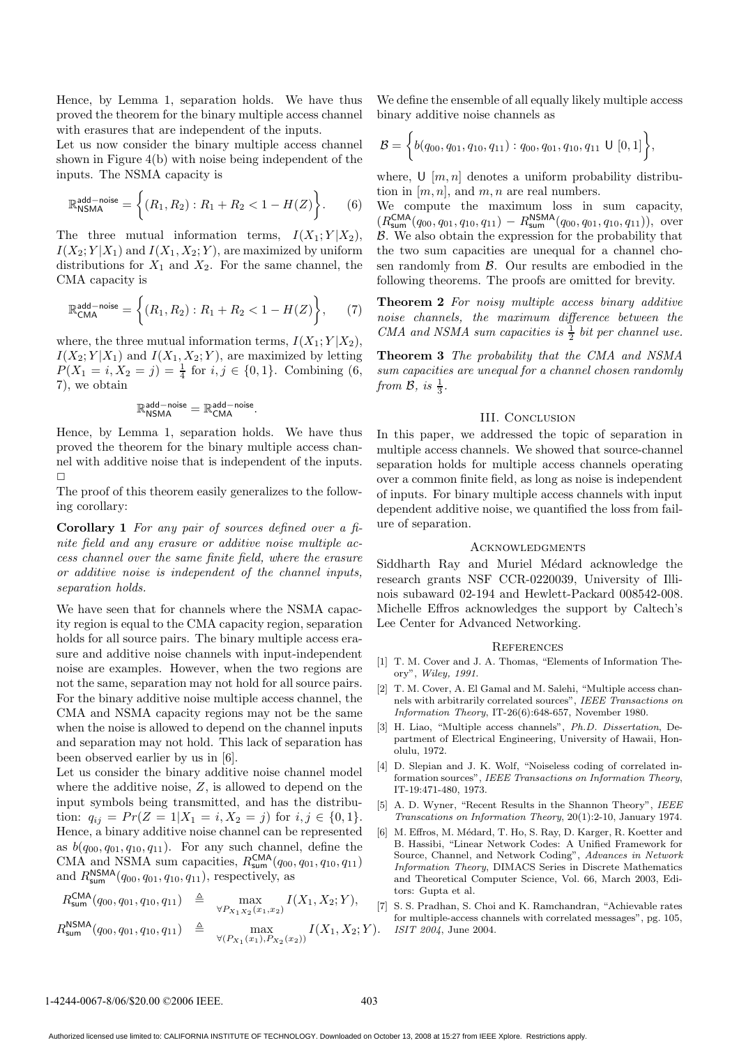Hence, by Lemma 1, separation holds. We have thus proved the theorem for the binary multiple access channel with erasures that are independent of the inputs.

Let us now consider the binary multiple access channel shown in Figure 4(b) with noise being independent of the inputs. The NSMA capacity is

$$\mathbb{R}_{\mathsf{NSMA}}^{\mathsf{add-noise}} = \left\{(R_1, R_2) : R_1 + R_2 < 1 - H(Z)\right\}. \quad (6)$$

The three mutual information terms, $I(X_1; Y|X_2)$, $I(X_2; Y|X_1)$ and $I(X_1, X_2; Y)$, are maximized by uniform distributions for $X_1$ and $X_2$. For the same channel, the CMA capacity is

$$\mathbb{R}_{\mathsf{CMA}}^{\mathsf{add-noise}} = \left\{(R_1, R_2) : R_1 + R_2 < 1 - H(Z)\right\}, \quad (7)$$

where, the three mutual information terms, $I(X_1; Y|X_2)$, $I(X_2; Y|X_1)$ and $I(X_1, X_2; Y)$, are maximized by letting $P(X_1 = i, X_2 = j) = \frac{1}{4}$ for $i, j \in \{0, 1\}$. Combining (6, 7), we obtain

$$\mathbb{R}_{\mathsf{NSMA}}^{\mathsf{add-noise}} = \mathbb{R}_{\mathsf{CMA}}^{\mathsf{add-noise}}.$$

Hence, by Lemma 1, separation holds. We have thus proved the theorem for the binary multiple access channel with additive noise that is independent of the inputs. □

The proof of this theorem easily generalizes to the following corollary:

**Corollary 1** *For any pair of sources defined over a finite field and any erasure or additive noise multiple access channel over the same finite field, where the erasure or additive noise is independent of the channel inputs, separation holds.*

We have seen that for channels where the NSMA capacity region is equal to the CMA capacity region, separation holds for all source pairs. The binary multiple access erasure and additive noise channels with input-independent noise are examples. However, when the two regions are not the same, separation may not hold for all source pairs. For the binary additive noise multiple access channel, the CMA and NSMA capacity regions may not be the same when the noise is allowed to depend on the channel inputs and separation may not hold. This lack of separation has been observed earlier by us in [6].

Let us consider the binary additive noise channel model where the additive noise, $Z$, is allowed to depend on the input symbols being transmitted, and has the distribution: $q_{ij} = Pr(Z = 1|X_1 = i, X_2 = j)$ for $i, j \in \{0, 1\}$. Hence, a binary additive noise channel can be represented as $b(q_{00}, q_{01}, q_{10}, q_{11})$. For any such channel, define the CMA and NSMA sum capacities, $R_{\mathsf{sum}}^{\mathsf{CMA}}(q_{00}, q_{01}, q_{10}, q_{11})$ and $R_{\mathsf{sum}}^{\mathsf{NSMA}}(q_{00}, q_{01}, q_{10}, q_{11})$, respectively, as

$$R_{\mathsf{sum}}^{\mathsf{CMA}}(q_{00}, q_{01}, q_{10}, q_{11}) \triangleq \max_{\forall P_{X_1X_2}(x_1,x_2)} I(X_1, X_2; Y),$$

$$R_{\mathsf{sum}}^{\mathsf{NSMA}}(q_{00}, q_{01}, q_{10}, q_{11}) \triangleq \max_{\forall (P_{X_1}(x_1), P_{X_2}(x_2))} I(X_1, X_2; Y).$$

We define the ensemble of all equally likely multiple access binary additive noise channels as

$$\mathcal{B} = \left\{ b(q_{00}, q_{01}, q_{10}, q_{11}) : q_{00}, q_{01}, q_{10}, q_{11} \cup [0, 1] \right\},$$

where, $\cup\ [m, n]$ denotes a uniform probability distribution in $[m, n]$, and $m, n$ are real numbers.

We compute the maximum loss in sum capacity, $(R_{\mathsf{sum}}^{\mathsf{CMA}}(q_{00}, q_{01}, q_{10}, q_{11}) - R_{\mathsf{sum}}^{\mathsf{NSMA}}(q_{00}, q_{01}, q_{10}, q_{11}))$, over $\mathcal{B}$. We also obtain the expression for the probability that the two sum capacities are unequal for a channel chosen randomly from $\mathcal{B}$. Our results are embodied in the following theorems. The proofs are omitted for brevity.

**Theorem 2** *For noisy multiple access binary additive noise channels, the maximum difference between the CMA and NSMA sum capacities is $\frac{1}{2}$ bit per channel use.*

**Theorem 3** *The probability that the CMA and NSMA sum capacities are unequal for a channel chosen randomly from $\mathcal{B}$, is $\frac{1}{3}$.*

## III. Conclusion

In this paper, we addressed the topic of separation in multiple access channels. We showed that source-channel separation holds for multiple access channels operating over a common finite field, as long as noise is independent of inputs. For binary multiple access channels with input dependent additive noise, we quantified the loss from failure of separation.

## Acknowledgments

Siddharth Ray and Muriel Médard acknowledge the research grants NSF CCR-0220039, University of Illinois subaward 02-194 and Hewlett-Packard 008542-008. Michelle Effros acknowledges the support by Caltech's Lee Center for Advanced Networking.

## References

[1] T. M. Cover and J. A. Thomas, "Elements of Information Theory", *Wiley, 1991.*

[2] T. M. Cover, A. El Gamal and M. Salehi, "Multiple access channels with arbitrarily correlated sources", *IEEE Transactions on Information Theory*, IT-26(6):648-657, November 1980.

[3] H. Liao, "Multiple access channels", *Ph.D. Dissertation*, Department of Electrical Engineering, University of Hawaii, Honolulu, 1972.

[4] D. Slepian and J. K. Wolf, "Noiseless coding of correlated information sources", *IEEE Transactions on Information Theory*, IT-19:471-480, 1973.

[5] A. D. Wyner, "Recent Results in the Shannon Theory", *IEEE Transcations on Information Theory*, 20(1):2-10, January 1974.

[6] M. Effros, M. Médard, T. Ho, S. Ray, D. Karger, R. Koetter and B. Hassibi, "Linear Network Codes: A Unified Framework for Source, Channel, and Network Coding", *Advances in Network Information Theory*, DIMACS Series in Discrete Mathematics and Theoretical Computer Science, Vol. 66, March 2003, Editors: Gupta et al.

[7] S. S. Pradhan, S. Choi and K. Ramchandran, "Achievable rates for multiple-access channels with correlated messages", pg. 105, *ISIT 2004*, June 2004.